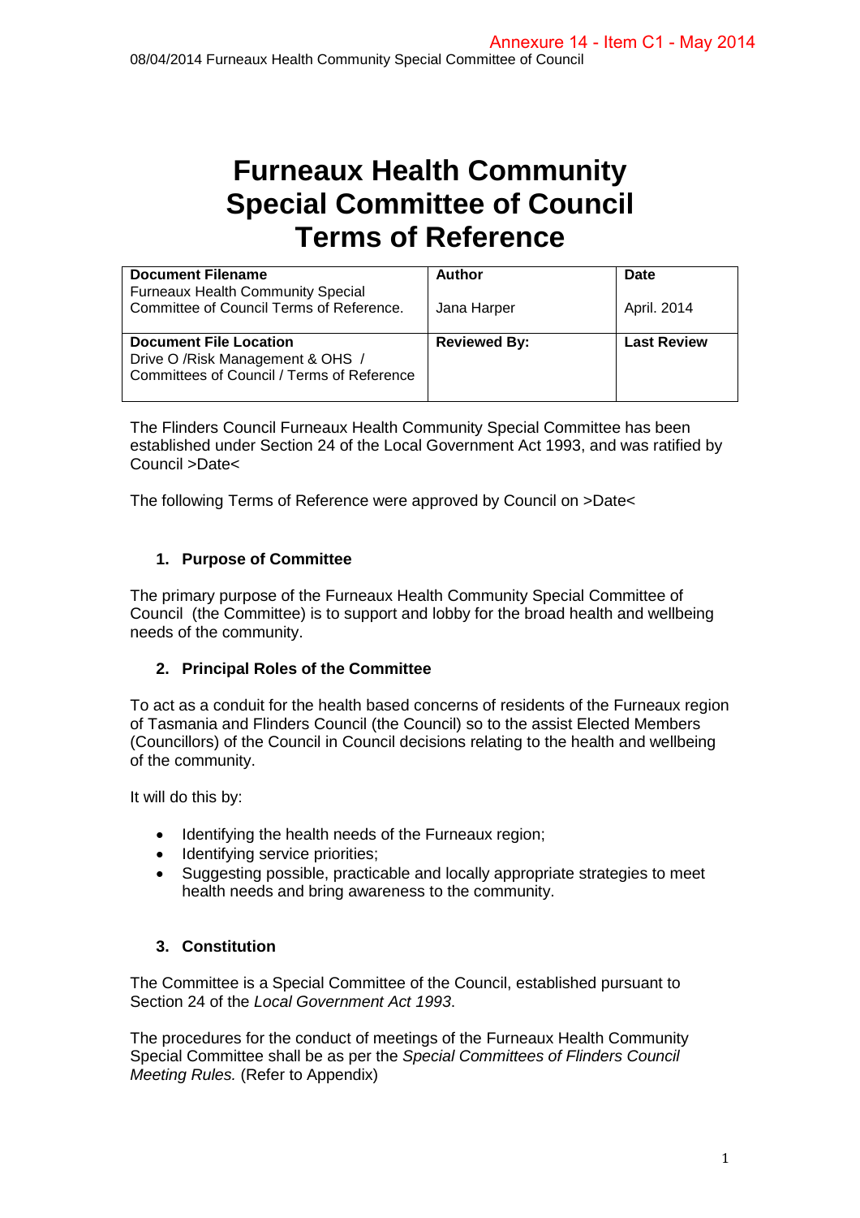# Furneaux Health Community Special Committee of Council Terms of Reference

| Document Filename | Author | Date |
|---|---|---|
| Furneaux Health Community Special Committee of Council Terms of Reference. | Jana Harper | April. 2014 |
| **Document File Location** | **Reviewed By:** | **Last Review** |
| Drive O /Risk Management & OHS / Committees of Council / Terms of Reference | | |

The Flinders Council Furneaux Health Community Special Committee has been established under Section 24 of the Local Government Act 1993, and was ratified by Council >Date<

The following Terms of Reference were approved by Council on >Date<

## 1. Purpose of Committee

The primary purpose of the Furneaux Health Community Special Committee of Council (the Committee) is to support and lobby for the broad health and wellbeing needs of the community.

## 2. Principal Roles of the Committee

To act as a conduit for the health based concerns of residents of the Furneaux region of Tasmania and Flinders Council (the Council) so to the assist Elected Members (Councillors) of the Council in Council decisions relating to the health and wellbeing of the community.

It will do this by:

- Identifying the health needs of the Furneaux region;
- Identifying service priorities;
- Suggesting possible, practicable and locally appropriate strategies to meet health needs and bring awareness to the community.

## 3. Constitution

The Committee is a Special Committee of the Council, established pursuant to Section 24 of the *Local Government Act 1993*.

The procedures for the conduct of meetings of the Furneaux Health Community Special Committee shall be as per the *Special Committees of Flinders Council Meeting Rules.* (Refer to Appendix)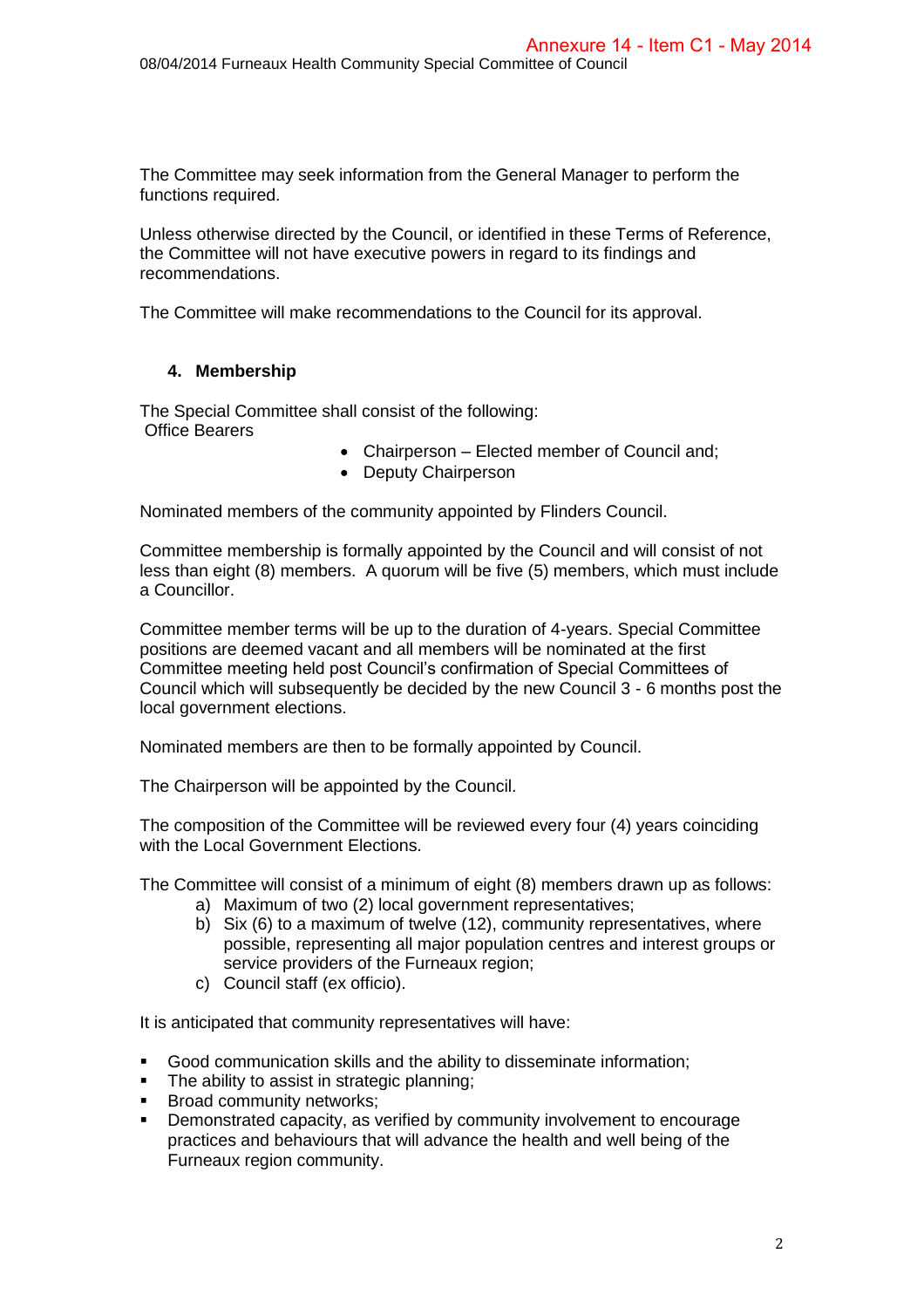The Committee may seek information from the General Manager to perform the functions required.

Unless otherwise directed by the Council, or identified in these Terms of Reference, the Committee will not have executive powers in regard to its findings and recommendations.

The Committee will make recommendations to the Council for its approval.

## 4. Membership

The Special Committee shall consist of the following:
Office Bearers

- Chairperson – Elected member of Council and;
- Deputy Chairperson

Nominated members of the community appointed by Flinders Council.

Committee membership is formally appointed by the Council and will consist of not less than eight (8) members. A quorum will be five (5) members, which must include a Councillor.

Committee member terms will be up to the duration of 4-years. Special Committee positions are deemed vacant and all members will be nominated at the first Committee meeting held post Council's confirmation of Special Committees of Council which will subsequently be decided by the new Council 3 - 6 months post the local government elections.

Nominated members are then to be formally appointed by Council.

The Chairperson will be appointed by the Council.

The composition of the Committee will be reviewed every four (4) years coinciding with the Local Government Elections.

The Committee will consist of a minimum of eight (8) members drawn up as follows:

a) Maximum of two (2) local government representatives;
b) Six (6) to a maximum of twelve (12), community representatives, where possible, representing all major population centres and interest groups or service providers of the Furneaux region;
c) Council staff (ex officio).

It is anticipated that community representatives will have:

- Good communication skills and the ability to disseminate information;
- The ability to assist in strategic planning;
- Broad community networks;
- Demonstrated capacity, as verified by community involvement to encourage practices and behaviours that will advance the health and well being of the Furneaux region community.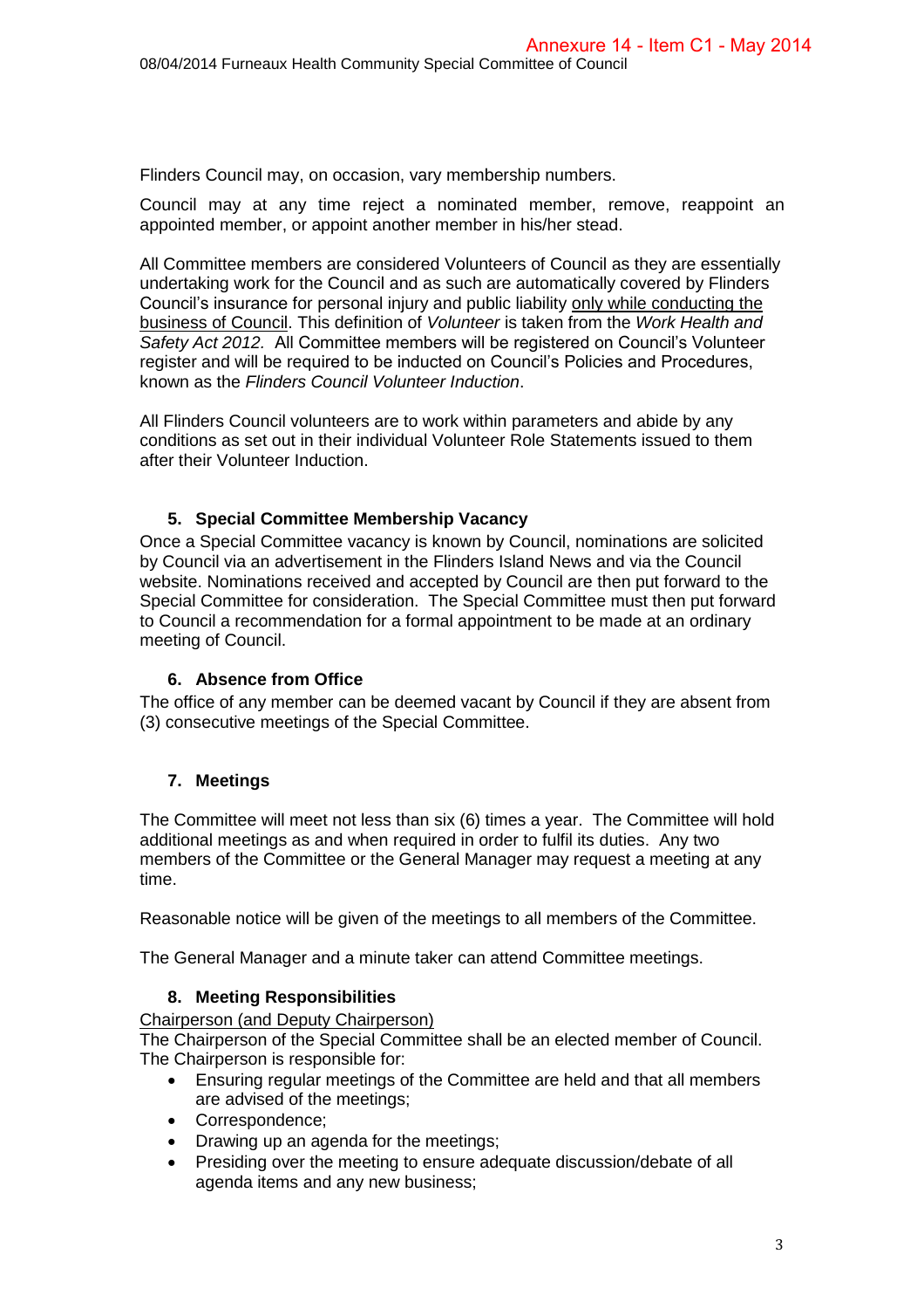Flinders Council may, on occasion, vary membership numbers.

Council may at any time reject a nominated member, remove, reappoint an appointed member, or appoint another member in his/her stead.

All Committee members are considered Volunteers of Council as they are essentially undertaking work for the Council and as such are automatically covered by Flinders Council's insurance for personal injury and public liability only while conducting the business of Council. This definition of *Volunteer* is taken from the *Work Health and Safety Act 2012.* All Committee members will be registered on Council's Volunteer register and will be required to be inducted on Council's Policies and Procedures, known as the *Flinders Council Volunteer Induction*.

All Flinders Council volunteers are to work within parameters and abide by any conditions as set out in their individual Volunteer Role Statements issued to them after their Volunteer Induction.

### 5. Special Committee Membership Vacancy

Once a Special Committee vacancy is known by Council, nominations are solicited by Council via an advertisement in the Flinders Island News and via the Council website. Nominations received and accepted by Council are then put forward to the Special Committee for consideration. The Special Committee must then put forward to Council a recommendation for a formal appointment to be made at an ordinary meeting of Council.

### 6. Absence from Office

The office of any member can be deemed vacant by Council if they are absent from (3) consecutive meetings of the Special Committee.

### 7. Meetings

The Committee will meet not less than six (6) times a year. The Committee will hold additional meetings as and when required in order to fulfil its duties. Any two members of the Committee or the General Manager may request a meeting at any time.

Reasonable notice will be given of the meetings to all members of the Committee.

The General Manager and a minute taker can attend Committee meetings.

### 8. Meeting Responsibilities

Chairperson (and Deputy Chairperson)

The Chairperson of the Special Committee shall be an elected member of Council. The Chairperson is responsible for:

- Ensuring regular meetings of the Committee are held and that all members are advised of the meetings;
- Correspondence;
- Drawing up an agenda for the meetings;
- Presiding over the meeting to ensure adequate discussion/debate of all agenda items and any new business;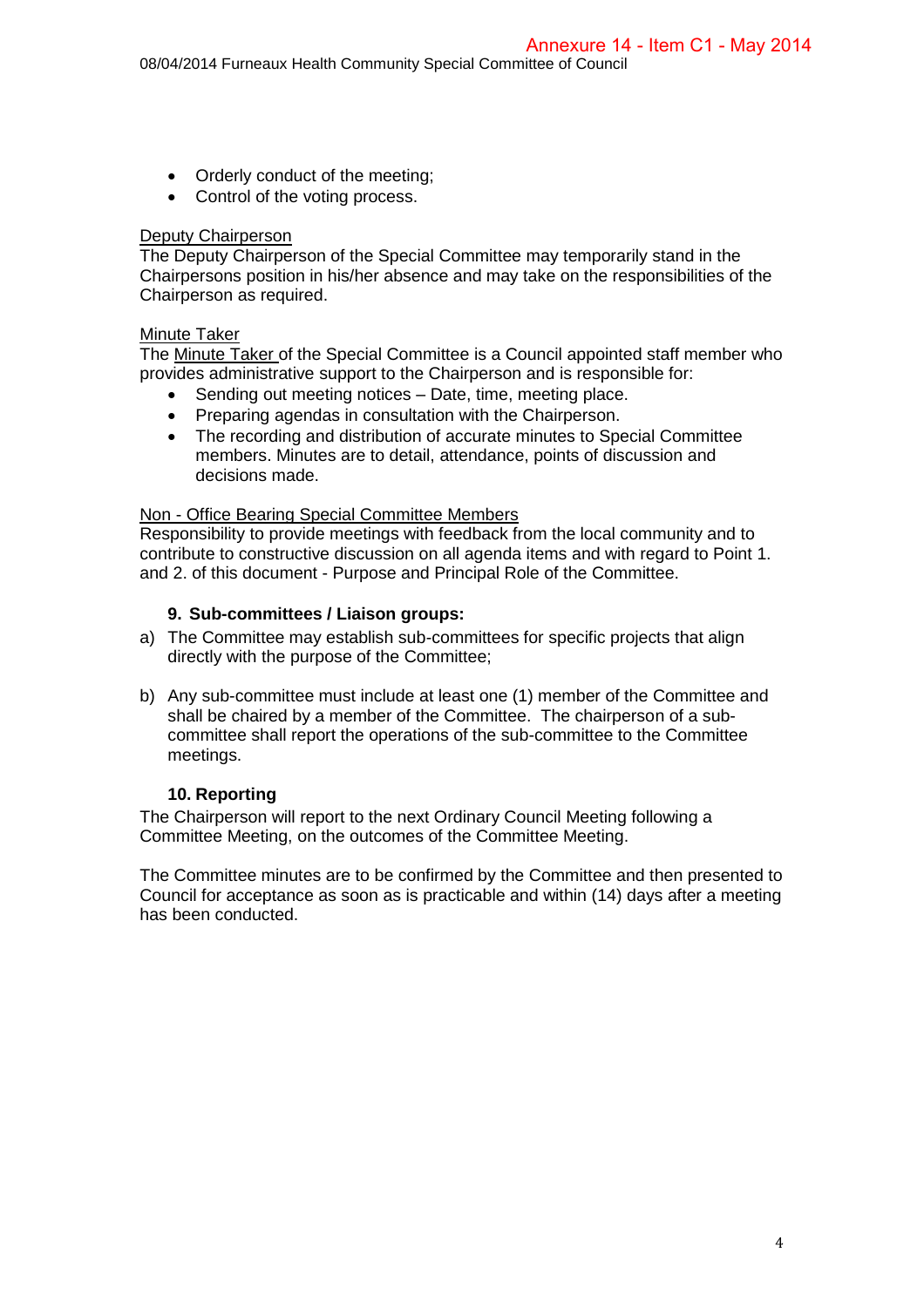- Orderly conduct of the meeting;
- Control of the voting process.

Deputy Chairperson

The Deputy Chairperson of the Special Committee may temporarily stand in the Chairpersons position in his/her absence and may take on the responsibilities of the Chairperson as required.

Minute Taker

The Minute Taker of the Special Committee is a Council appointed staff member who provides administrative support to the Chairperson and is responsible for:

- Sending out meeting notices – Date, time, meeting place.
- Preparing agendas in consultation with the Chairperson.
- The recording and distribution of accurate minutes to Special Committee members. Minutes are to detail, attendance, points of discussion and decisions made.

Non - Office Bearing Special Committee Members

Responsibility to provide meetings with feedback from the local community and to contribute to constructive discussion on all agenda items and with regard to Point 1. and 2. of this document - Purpose and Principal Role of the Committee.

**9. Sub-committees / Liaison groups:**

a) The Committee may establish sub-committees for specific projects that align directly with the purpose of the Committee;

b) Any sub-committee must include at least one (1) member of the Committee and shall be chaired by a member of the Committee. The chairperson of a sub-committee shall report the operations of the sub-committee to the Committee meetings.

**10. Reporting**

The Chairperson will report to the next Ordinary Council Meeting following a Committee Meeting, on the outcomes of the Committee Meeting.

The Committee minutes are to be confirmed by the Committee and then presented to Council for acceptance as soon as is practicable and within (14) days after a meeting has been conducted.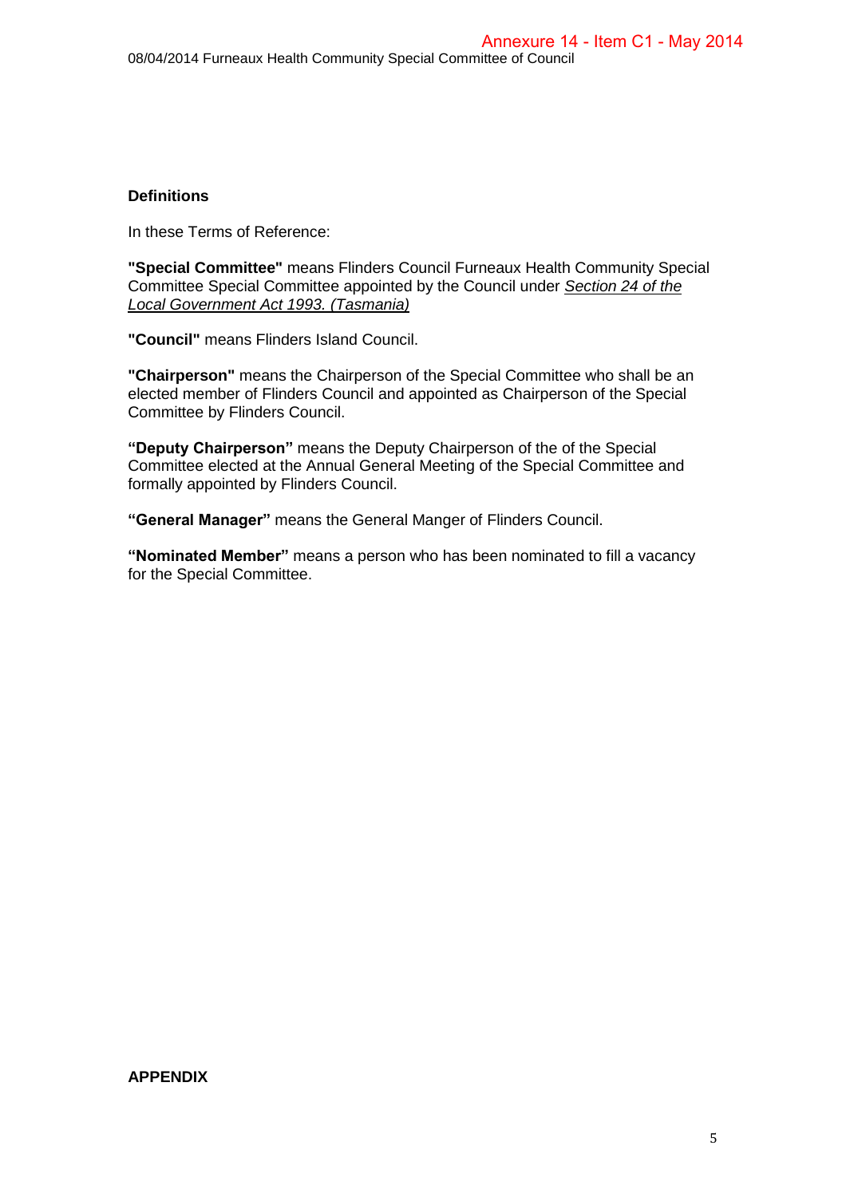### Definitions

In these Terms of Reference:

**"Special Committee"** means Flinders Council Furneaux Health Community Special Committee Special Committee appointed by the Council under *Section 24 of the Local Government Act 1993. (Tasmania)*

**"Council"** means Flinders Island Council.

**"Chairperson"** means the Chairperson of the Special Committee who shall be an elected member of Flinders Council and appointed as Chairperson of the Special Committee by Flinders Council.

**"Deputy Chairperson"** means the Deputy Chairperson of the of the Special Committee elected at the Annual General Meeting of the Special Committee and formally appointed by Flinders Council.

**"General Manager"** means the General Manger of Flinders Council.

**"Nominated Member"** means a person who has been nominated to fill a vacancy for the Special Committee.

**APPENDIX**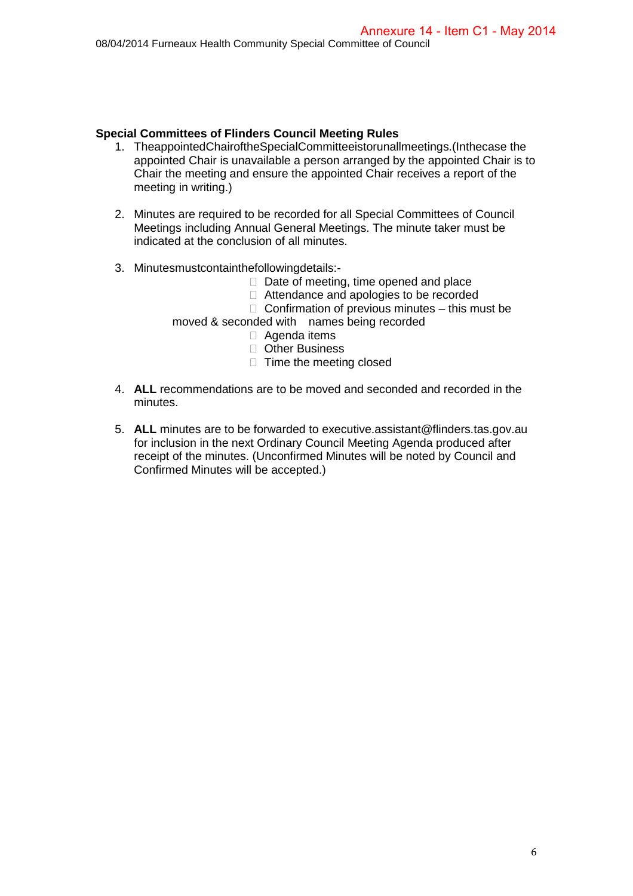**Special Committees of Flinders Council Meeting Rules**

1. TheappointedChairoftheSpecialCommitteeistorunallmeetings.(Inthecase the appointed Chair is unavailable a person arranged by the appointed Chair is to Chair the meeting and ensure the appointed Chair receives a report of the meeting in writing.)

2. Minutes are required to be recorded for all Special Committees of Council Meetings including Annual General Meetings. The minute taker must be indicated at the conclusion of all minutes.

3. Minutesmustcontainthefollowingdetails:-
   - Date of meeting, time opened and place
   - Attendance and apologies to be recorded
   - Confirmation of previous minutes – this must be moved & seconded with names being recorded
   - Agenda items
   - Other Business
   - Time the meeting closed

4. **ALL** recommendations are to be moved and seconded and recorded in the minutes.

5. **ALL** minutes are to be forwarded to executive.assistant@flinders.tas.gov.au for inclusion in the next Ordinary Council Meeting Agenda produced after receipt of the minutes. (Unconfirmed Minutes will be noted by Council and Confirmed Minutes will be accepted.)